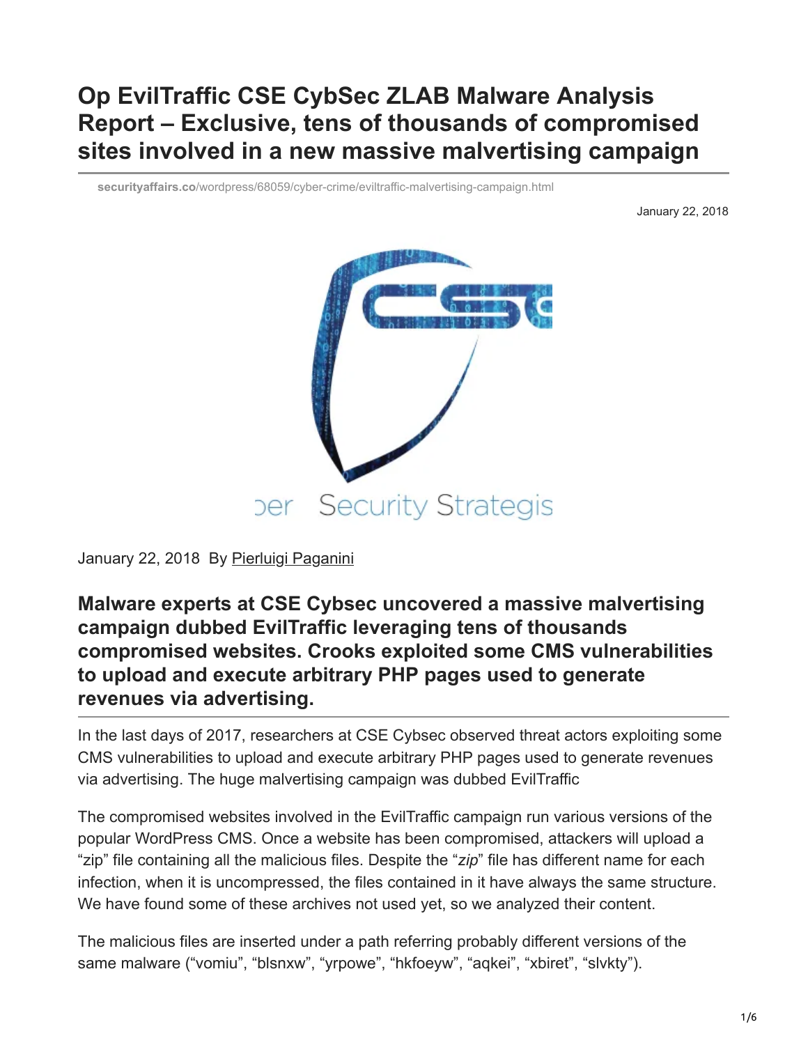# Op EvilTraffic CSE CybSec ZLAB Malware Analysis Report – Exclusive, tens of thousands of compromised sites involved in a new massive malvertising campaign

securityaffairs.co/wordpress/68059/cyber-crime/eviltraffic-malvertising-campaign.html

January 22, 2018

January 22, 2018 By Pierluigi Paganini

## Malware experts at CSE Cybsec uncovered a massive malvertising campaign dubbed EvilTraffic leveraging tens of thousands compromised websites. Crooks exploited some CMS vulnerabilities to upload and execute arbitrary PHP pages used to generate revenues via advertising.

In the last days of 2017, researchers at CSE Cybsec observed threat actors exploiting some CMS vulnerabilities to upload and execute arbitrary PHP pages used to generate revenues via advertising. The huge malvertising campaign was dubbed EvilTraffic

The compromised websites involved in the EvilTraffic campaign run various versions of the popular WordPress CMS. Once a website has been compromised, attackers will upload a "zip" file containing all the malicious files. Despite the "*zip*" file has different name for each infection, when it is uncompressed, the files contained in it have always the same structure. We have found some of these archives not used yet, so we analyzed their content.

The malicious files are inserted under a path referring probably different versions of the same malware ("vomiu", "blsnxw", "yrpowe", "hkfoeyw", "aqkei", "xbiret", "slvkty").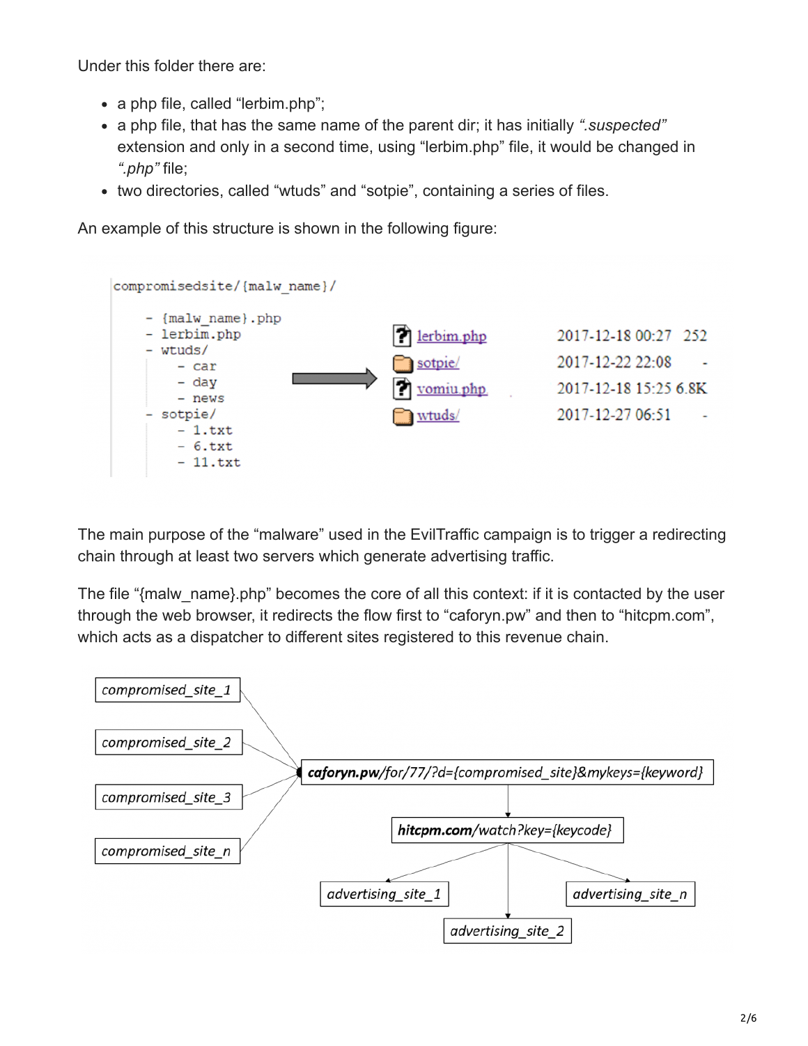Under this folder there are:

- a php file, called "lerbim.php";
- a php file, that has the same name of the parent dir; it has initially *".suspected"* extension and only in a second time, using "lerbim.php" file, it would be changed in *".php"* file;
- two directories, called "wtuds" and "sotpie", containing a series of files.

An example of this structure is shown in the following figure:

```
compromisedsite/{malw_name}/

    - {malw_name}.php
    - lerbim.php
    - wtuds/
        - car
        - day
        - news
    - sotpie/
        - 1.txt
        - 6.txt
        - 11.txt
```

| | | |
|---|---|---|
| lerbim.php | 2017-12-18 00:27 | 252 |
| sotpie/ | 2017-12-22 22:08 | - |
| yomiu.php | 2017-12-18 15:25 | 6.8K |
| wtuds/ | 2017-12-27 06:51 | - |

The main purpose of the "malware" used in the EvilTraffic campaign is to trigger a redirecting chain through at least two servers which generate advertising traffic.

The file "{malw_name}.php" becomes the core of all this context: if it is contacted by the user through the web browser, it redirects the flow first to "caforyn.pw" and then to "hitcpm.com", which acts as a dispatcher to different sites registered to this revenue chain.

compromised_site_1, compromised_site_2, compromised_site_3, compromised_site_n → **caforyn.pw**/for/77/?d={compromised_site}&mykeys={keyword} → **hitcpm.com**/watch?key={keycode} → advertising_site_1, advertising_site_2, advertising_site_n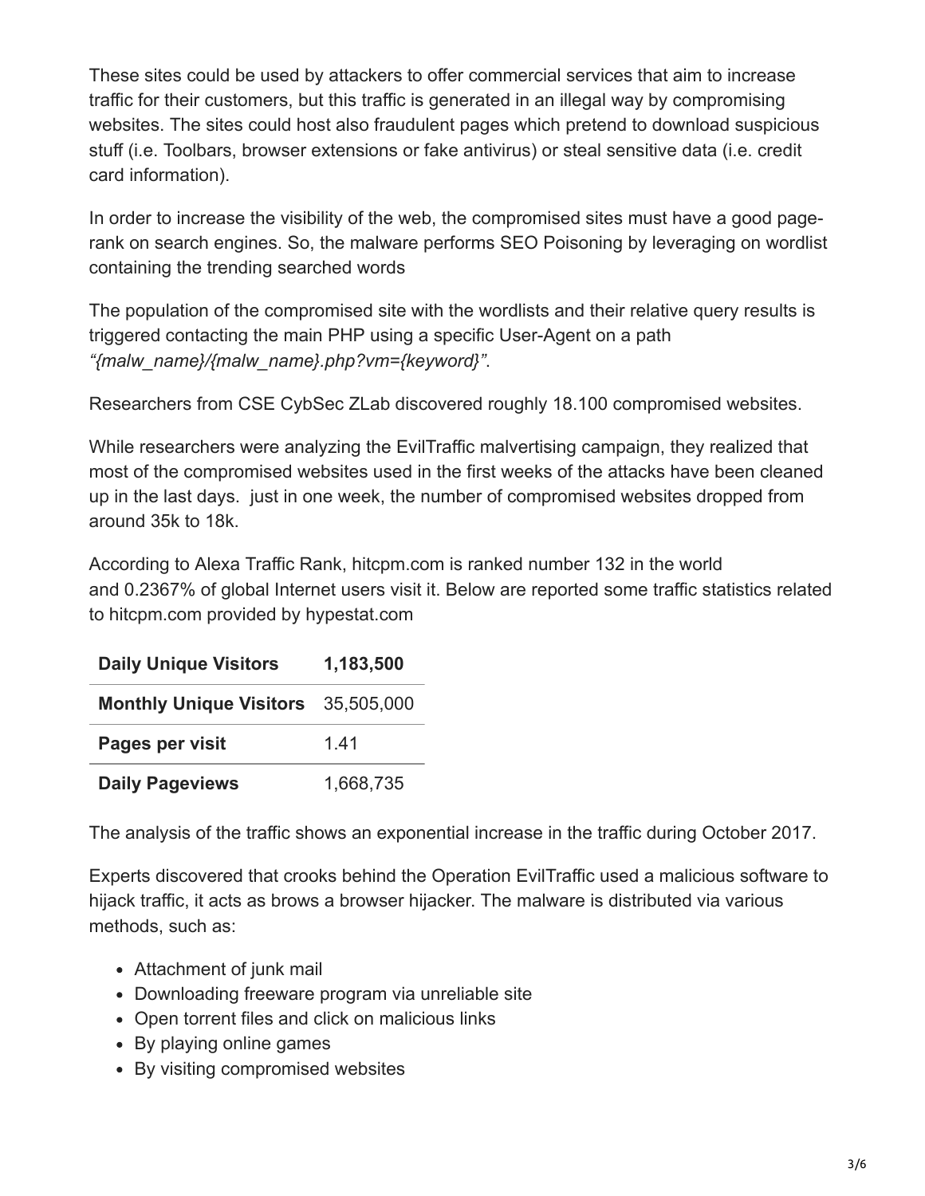These sites could be used by attackers to offer commercial services that aim to increase traffic for their customers, but this traffic is generated in an illegal way by compromising websites. The sites could host also fraudulent pages which pretend to download suspicious stuff (i.e. Toolbars, browser extensions or fake antivirus) or steal sensitive data (i.e. credit card information).

In order to increase the visibility of the web, the compromised sites must have a good page-rank on search engines. So, the malware performs SEO Poisoning by leveraging on wordlist containing the trending searched words

The population of the compromised site with the wordlists and their relative query results is triggered contacting the main PHP using a specific User-Agent on a path *"{malw_name}/{malw_name}.php?vm={keyword}"*.

Researchers from CSE CybSec ZLab discovered roughly 18.100 compromised websites.

While researchers were analyzing the EvilTraffic malvertising campaign, they realized that most of the compromised websites used in the first weeks of the attacks have been cleaned up in the last days.  just in one week, the number of compromised websites dropped from around 35k to 18k.

According to Alexa Traffic Rank, hitcpm.com is ranked number 132 in the world and 0.2367% of global Internet users visit it. Below are reported some traffic statistics related to hitcpm.com provided by hypestat.com

| **Daily Unique Visitors** | **1,183,500** |
|---|---|
| **Monthly Unique Visitors** | 35,505,000 |
| **Pages per visit** | 1.41 |
| **Daily Pageviews** | 1,668,735 |

The analysis of the traffic shows an exponential increase in the traffic during October 2017.

Experts discovered that crooks behind the Operation EvilTraffic used a malicious software to hijack traffic, it acts as brows a browser hijacker. The malware is distributed via various methods, such as:

- Attachment of junk mail
- Downloading freeware program via unreliable site
- Open torrent files and click on malicious links
- By playing online games
- By visiting compromised websites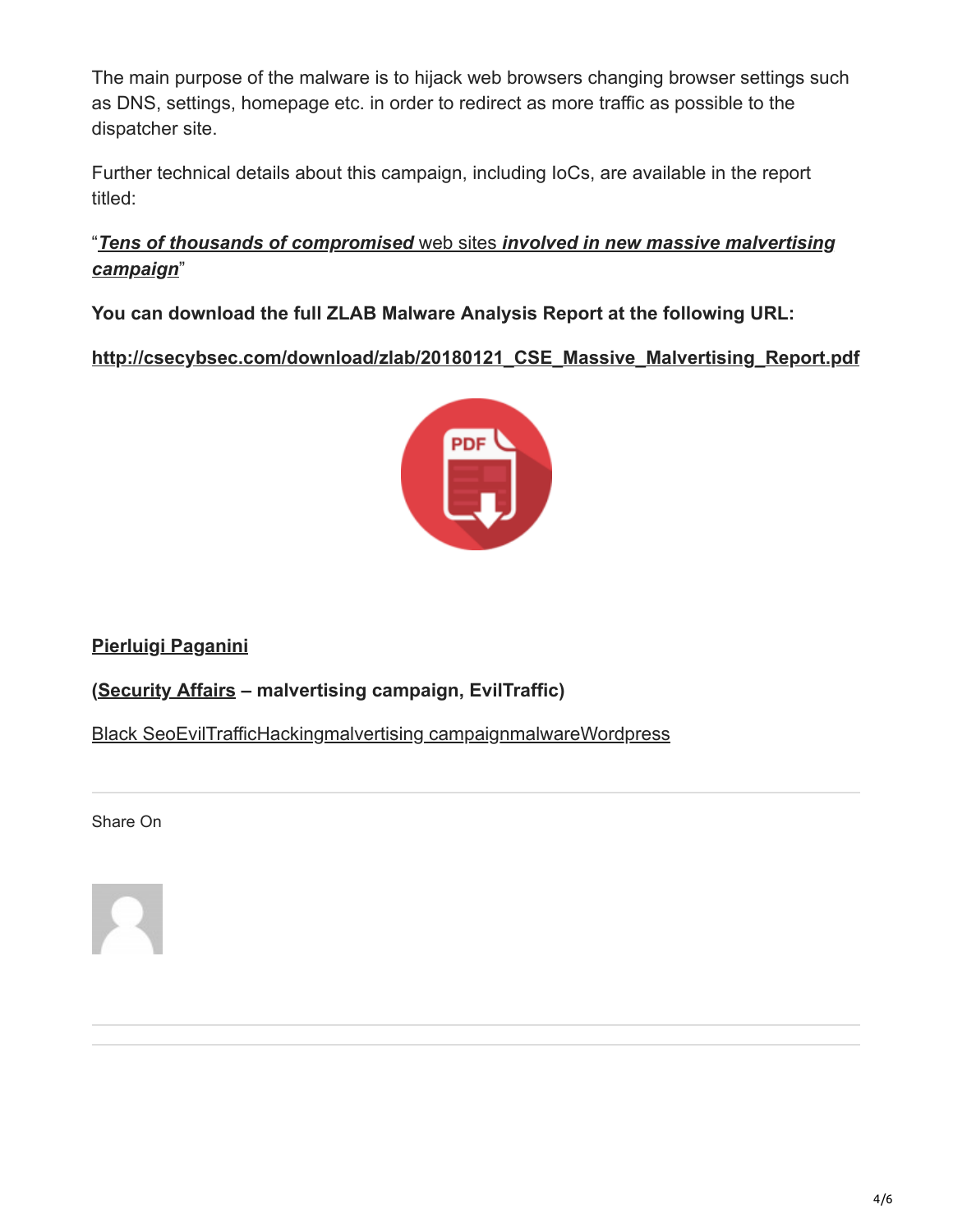The main purpose of the malware is to hijack web browsers changing browser settings such as DNS, settings, homepage etc. in order to redirect as more traffic as possible to the dispatcher site.

Further technical details about this campaign, including IoCs, are available in the report titled:

"***Tens of thousands of compromised*** web sites ***involved in new massive malvertising campaign***"

**You can download the full ZLAB Malware Analysis Report at the following URL:**

**http://csecybsec.com/download/zlab/20180121_CSE_Massive_Malvertising_Report.pdf**

**Pierluigi Paganini**

**(Security Affairs – malvertising campaign, EvilTraffic)**

Black SeoEvilTrafficHackingmalvertising campaignmalwareWordpress

Share On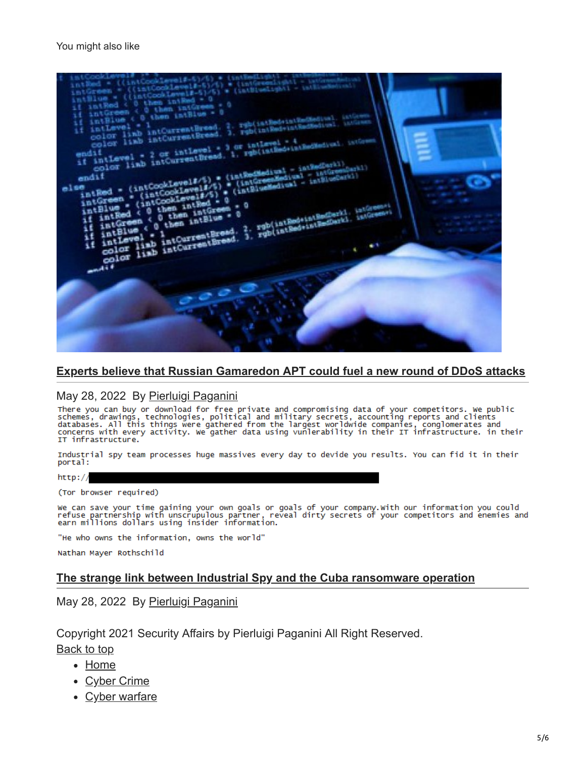You might also like

## Experts believe that Russian Gamaredon APT could fuel a new round of DDoS attacks

May 28, 2022 By Pierluigi Paganini

```
There you can buy or download for free private and compromising data of your competitors. We public
schemes, drawings, technologies, political and military secrets, accounting reports and clients
databases. All this things were gathered from the largest worldwide companies, conglomerates and
concerns with every activity. We gather data using vulnerability in their IT infrastructure. in their
IT infrastructure.

Industrial spy team processes huge massives every day to devide you results. You can fid it in their
portal:

http://

(Tor browser required)

We can save your time gaining your own goals or goals of your company.With our information you could
refuse partnership with unscrupulous partner, reveal dirty secrets of your competitors and enemies and
earn millions dollars using insider information.

"He who owns the information, owns the world"

Nathan Mayer Rothschild
```

## The strange link between Industrial Spy and the Cuba ransomware operation

May 28, 2022 By Pierluigi Paganini

Copyright 2021 Security Affairs by Pierluigi Paganini All Right Reserved.

Back to top

- Home
- Cyber Crime
- Cyber warfare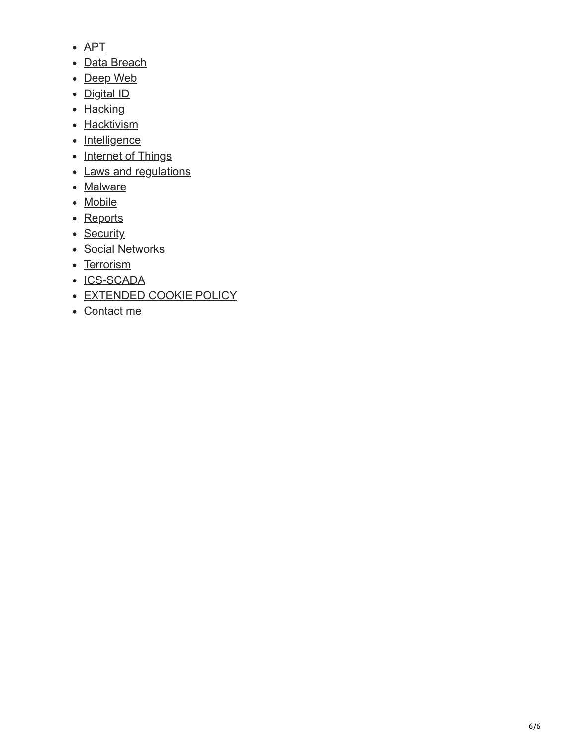- APT
- Data Breach
- Deep Web
- Digital ID
- Hacking
- Hacktivism
- Intelligence
- Internet of Things
- Laws and regulations
- Malware
- Mobile
- Reports
- Security
- Social Networks
- Terrorism
- ICS-SCADA
- EXTENDED COOKIE POLICY
- Contact me